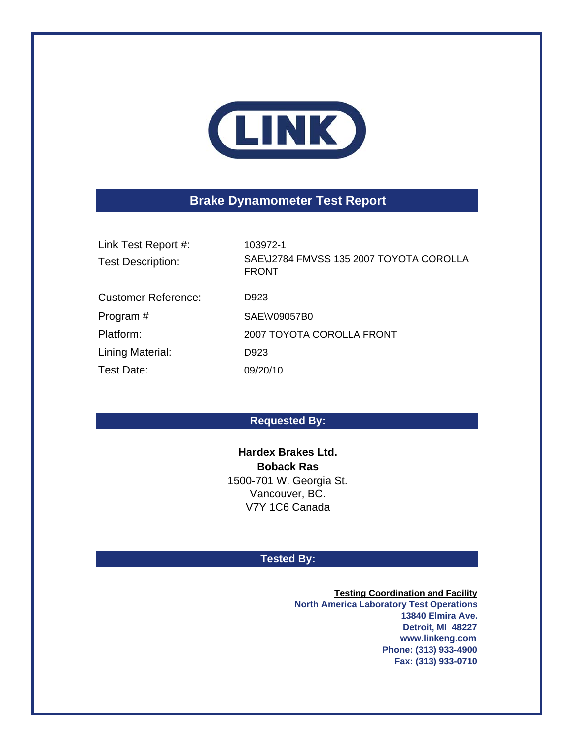LINK

# Brake Dynamometer Test Report

| | |
|---|---|
| Link Test Report #: | 103972-1 |
| Test Description: | SAE\J2784 FMVSS 135 2007 TOYOTA COROLLA FRONT |
| Customer Reference: | D923 |
| Program # | SAE\V09057B0 |
| Platform: | 2007 TOYOTA COROLLA FRONT |
| Lining Material: | D923 |
| Test Date: | 09/20/10 |

## Requested By:

**Hardex Brakes Ltd.**
**Boback Ras**
1500-701 W. Georgia St.
Vancouver, BC.
V7Y 1C6 Canada

## Tested By:

**Testing Coordination and Facility**
**North America Laboratory Test Operations**
**13840 Elmira Ave.**
**Detroit, MI 48227**
**www.linkeng.com**
**Phone: (313) 933-4900**
**Fax: (313) 933-0710**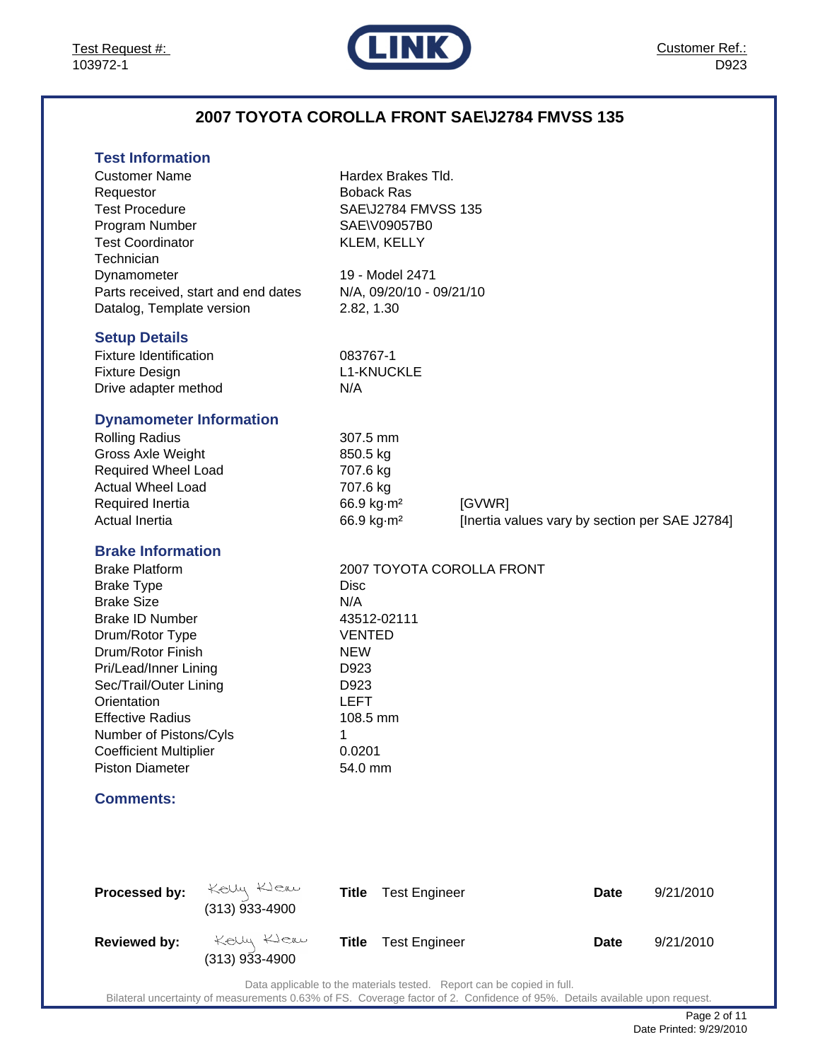Test Request #: 103972-1

**LINK**

Customer Ref.: D923

# 2007 TOYOTA COROLLA FRONT SAE\J2784 FMVSS 135

## Test Information

| | |
|---|---|
| Customer Name | Hardex Brakes Tld. |
| Requestor | Boback Ras |
| Test Procedure | SAE\J2784 FMVSS 135 |
| Program Number | SAE\V09057B0 |
| Test Coordinator | KLEM, KELLY |
| Technician | |
| Dynamometer | 19 - Model 2471 |
| Parts received, start and end dates | N/A, 09/20/10 - 09/21/10 |
| Datalog, Template version | 2.82, 1.30 |

## Setup Details

| | |
|---|---|
| Fixture Identification | 083767-1 |
| Fixture Design | L1-KNUCKLE |
| Drive adapter method | N/A |

## Dynamometer Information

| | | |
|---|---|---|
| Rolling Radius | 307.5 mm | |
| Gross Axle Weight | 850.5 kg | |
| Required Wheel Load | 707.6 kg | |
| Actual Wheel Load | 707.6 kg | |
| Required Inertia | 66.9 kg·m² | [GVWR] |
| Actual Inertia | 66.9 kg·m² | [Inertia values vary by section per SAE J2784] |

## Brake Information

| | |
|---|---|
| Brake Platform | 2007 TOYOTA COROLLA FRONT |
| Brake Type | Disc |
| Brake Size | N/A |
| Brake ID Number | 43512-02111 |
| Drum/Rotor Type | VENTED |
| Drum/Rotor Finish | NEW |
| Pri/Lead/Inner Lining | D923 |
| Sec/Trail/Outer Lining | D923 |
| Orientation | LEFT |
| Effective Radius | 108.5 mm |
| Number of Pistons/Cyls | 1 |
| Coefficient Multiplier | 0.0201 |
| Piston Diameter | 54.0 mm |

## Comments:

| | | | | | |
|---|---|---|---|---|---|
| **Processed by:** | Kelly Klem (313) 933-4900 | **Title** | Test Engineer | **Date** | 9/21/2010 |
| **Reviewed by:** | Kelly Klem (313) 933-4900 | **Title** | Test Engineer | **Date** | 9/21/2010 |

Data applicable to the materials tested. Report can be copied in full.
Bilateral uncertainty of measurements 0.63% of FS. Coverage factor of 2. Confidence of 95%. Details available upon request.

Date Printed: 9/29/2010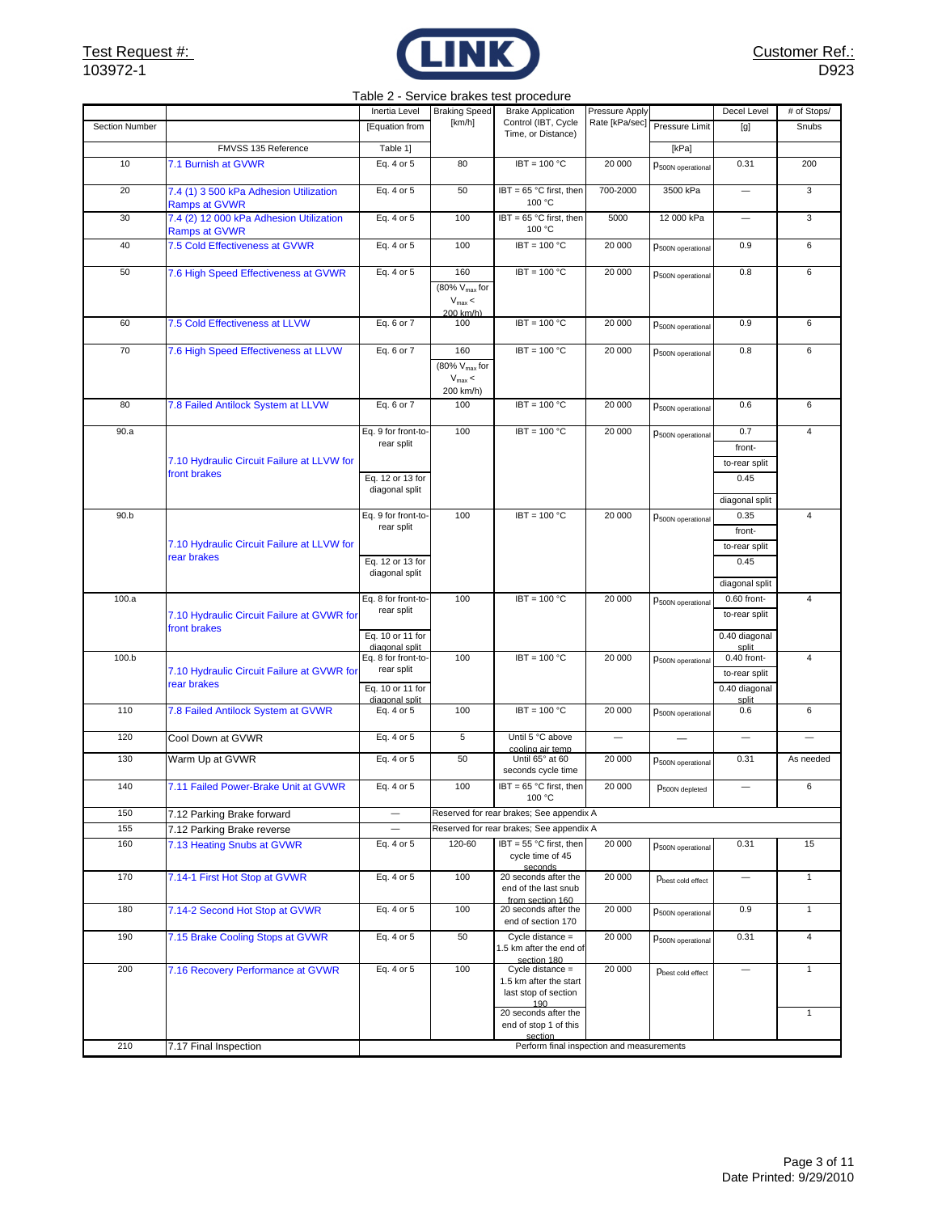Test Request #: 103972-1

Customer Ref.: D923

Table 2 - Service brakes test procedure

| Section Number | FMVSS 135 Reference | Inertia Level [Equation from Table 1] | Braking Speed [km/h] | Brake Application Control (IBT, Cycle Time, or Distance) | Pressure Apply Rate [kPa/sec] | Pressure Limit [kPa] | Decel Level [g] | # of Stops/ Snubs |
|---|---|---|---|---|---|---|---|---|
| 10 | 7.1 Burnish at GVWR | Eq. 4 or 5 | 80 | IBT = 100 °C | 20 000 | $p_{500N\ operational}$ | 0.31 | 200 |
| 20 | 7.4 (1) 3 500 kPa Adhesion Utilization Ramps at GVWR | Eq. 4 or 5 | 50 | IBT = 65 °C first, then 100 °C | 700-2000 | 3500 kPa | — | 3 |
| 30 | 7.4 (2) 12 000 kPa Adhesion Utilization Ramps at GVWR | Eq. 4 or 5 | 100 | IBT = 65 °C first, then 100 °C | 5000 | 12 000 kPa | — | 3 |
| 40 | 7.5 Cold Effectiveness at GVWR | Eq. 4 or 5 | 100 | IBT = 100 °C | 20 000 | $p_{500N\ operational}$ | 0.9 | 6 |
| 50 | 7.6 High Speed Effectiveness at GVWR | Eq. 4 or 5 | 160 (80% $V_{max}$ for $V_{max}$ < 200 km/h) | IBT = 100 °C | 20 000 | $p_{500N\ operational}$ | 0.8 | 6 |
| 60 | 7.5 Cold Effectiveness at LLVW | Eq. 6 or 7 | 100 | IBT = 100 °C | 20 000 | $p_{500N\ operational}$ | 0.9 | 6 |
| 70 | 7.6 High Speed Effectiveness at LLVW | Eq. 6 or 7 | 160 (80% $V_{max}$ for $V_{max}$ < 200 km/h) | IBT = 100 °C | 20 000 | $p_{500N\ operational}$ | 0.8 | 6 |
| 80 | 7.8 Failed Antilock System at LLVW | Eq. 6 or 7 | 100 | IBT = 100 °C | 20 000 | $p_{500N\ operational}$ | 0.6 | 6 |
| 90.a | 7.10 Hydraulic Circuit Failure at LLVW for front brakes | Eq. 9 for front-to-rear split; Eq. 12 or 13 for diagonal split | 100 | IBT = 100 °C | 20 000 | $p_{500N\ operational}$ | 0.7 front-to-rear split; 0.45 diagonal split | 4 |
| 90.b | 7.10 Hydraulic Circuit Failure at LLVW for rear brakes | Eq. 9 for front-to-rear split; Eq. 12 or 13 for diagonal split | 100 | IBT = 100 °C | 20 000 | $p_{500N\ operational}$ | 0.35 front-to-rear split; 0.45 diagonal split | 4 |
| 100.a | 7.10 Hydraulic Circuit Failure at GVWR for front brakes | Eq. 8 for front-to-rear split; Eq. 10 or 11 for diagonal split | 100 | IBT = 100 °C | 20 000 | $p_{500N\ operational}$ | 0.60 front-to-rear split; 0.40 diagonal split | 4 |
| 100.b | 7.10 Hydraulic Circuit Failure at GVWR for rear brakes | Eq. 8 for front-to-rear split; Eq. 10 or 11 for diagonal split | 100 | IBT = 100 °C | 20 000 | $p_{500N\ operational}$ | 0.40 front-to-rear split; 0.40 diagonal split | 4 |
| 110 | 7.8 Failed Antilock System at GVWR | Eq. 4 or 5 | 100 | IBT = 100 °C | 20 000 | $p_{500N\ operational}$ | 0.6 | 6 |
| 120 | Cool Down at GVWR | Eq. 4 or 5 | 5 | Until 5 °C above cooling air temp | — | — | — | — |
| 130 | Warm Up at GVWR | Eq. 4 or 5 | 50 | Until 65° at 60 seconds cycle time | 20 000 | $p_{500N\ operational}$ | 0.31 | As needed |
| 140 | 7.11 Failed Power-Brake Unit at GVWR | Eq. 4 or 5 | 100 | IBT = 65 °C first, then 100 °C | 20 000 | $p_{500N\ depleted}$ | — | 6 |
| 150 | 7.12 Parking Brake forward | — | Reserved for rear brakes; See appendix A | | | | | |
| 155 | 7.12 Parking Brake reverse | — | Reserved for rear brakes; See appendix A | | | | | |
| 160 | 7.13 Heating Snubs at GVWR | Eq. 4 or 5 | 120-60 | IBT = 55 °C first, then cycle time of 45 seconds | 20 000 | $p_{500N\ operational}$ | 0.31 | 15 |
| 170 | 7.14-1 First Hot Stop at GVWR | Eq. 4 or 5 | 100 | 20 seconds after the end of the last snub from section 160 | 20 000 | $p_{best\ cold\ effect}$ | — | 1 |
| 180 | 7.14-2 Second Hot Stop at GVWR | Eq. 4 or 5 | 100 | 20 seconds after the end of section 170 | 20 000 | $p_{500N\ operational}$ | 0.9 | 1 |
| 190 | 7.15 Brake Cooling Stops at GVWR | Eq. 4 or 5 | 50 | Cycle distance = 1.5 km after the end of section 180 | 20 000 | $p_{500N\ operational}$ | 0.31 | 4 |
| 200 | 7.16 Recovery Performance at GVWR | Eq. 4 or 5 | 100 | Cycle distance = 1.5 km after the start last stop of section 190; 20 seconds after the end of stop 1 of this section | 20 000 | $p_{best\ cold\ effect}$ | — | 1; 1 |
| 210 | 7.17 Final Inspection | Perform final inspection and measurements | | | | | | |

Date Printed: 9/29/2010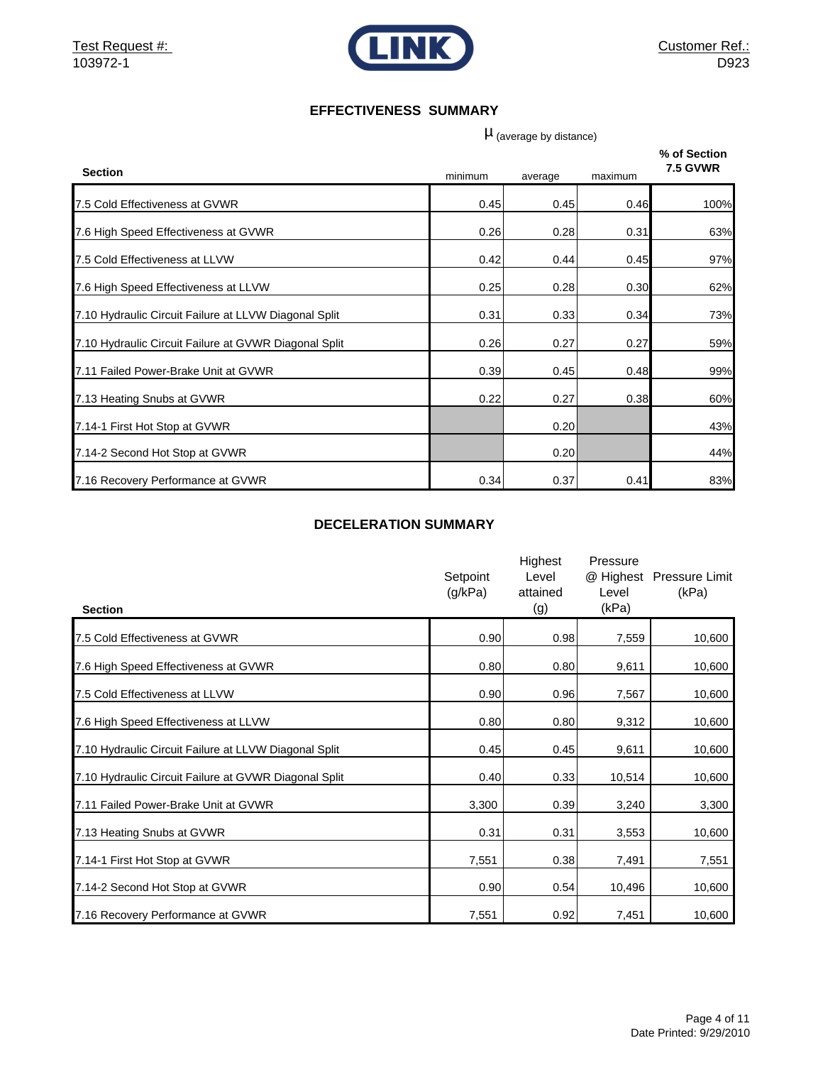Test Request #: 103972-1

Customer Ref.: D923

## EFFECTIVENESS SUMMARY

| Section | μ (average by distance) minimum | average | maximum | % of Section 7.5 GVWR |
|---|---|---|---|---|
| 7.5 Cold Effectiveness at GVWR | 0.45 | 0.45 | 0.46 | 100% |
| 7.6 High Speed Effectiveness at GVWR | 0.26 | 0.28 | 0.31 | 63% |
| 7.5 Cold Effectiveness at LLVW | 0.42 | 0.44 | 0.45 | 97% |
| 7.6 High Speed Effectiveness at LLVW | 0.25 | 0.28 | 0.30 | 62% |
| 7.10 Hydraulic Circuit Failure at LLVW Diagonal Split | 0.31 | 0.33 | 0.34 | 73% |
| 7.10 Hydraulic Circuit Failure at GVWR Diagonal Split | 0.26 | 0.27 | 0.27 | 59% |
| 7.11 Failed Power-Brake Unit at GVWR | 0.39 | 0.45 | 0.48 | 99% |
| 7.13 Heating Snubs at GVWR | 0.22 | 0.27 | 0.38 | 60% |
| 7.14-1 First Hot Stop at GVWR | | 0.20 | | 43% |
| 7.14-2 Second Hot Stop at GVWR | | 0.20 | | 44% |
| 7.16 Recovery Performance at GVWR | 0.34 | 0.37 | 0.41 | 83% |

## DECELERATION SUMMARY

| Section | Setpoint (g/kPa) | Highest Level attained (g) | Pressure @ Highest Level (kPa) | Pressure Limit (kPa) |
|---|---|---|---|---|
| 7.5 Cold Effectiveness at GVWR | 0.90 | 0.98 | 7,559 | 10,600 |
| 7.6 High Speed Effectiveness at GVWR | 0.80 | 0.80 | 9,611 | 10,600 |
| 7.5 Cold Effectiveness at LLVW | 0.90 | 0.96 | 7,567 | 10,600 |
| 7.6 High Speed Effectiveness at LLVW | 0.80 | 0.80 | 9,312 | 10,600 |
| 7.10 Hydraulic Circuit Failure at LLVW Diagonal Split | 0.45 | 0.45 | 9,611 | 10,600 |
| 7.10 Hydraulic Circuit Failure at GVWR Diagonal Split | 0.40 | 0.33 | 10,514 | 10,600 |
| 7.11 Failed Power-Brake Unit at GVWR | 3,300 | 0.39 | 3,240 | 3,300 |
| 7.13 Heating Snubs at GVWR | 0.31 | 0.31 | 3,553 | 10,600 |
| 7.14-1 First Hot Stop at GVWR | 7,551 | 0.38 | 7,491 | 7,551 |
| 7.14-2 Second Hot Stop at GVWR | 0.90 | 0.54 | 10,496 | 10,600 |
| 7.16 Recovery Performance at GVWR | 7,551 | 0.92 | 7,451 | 10,600 |

Date Printed: 9/29/2010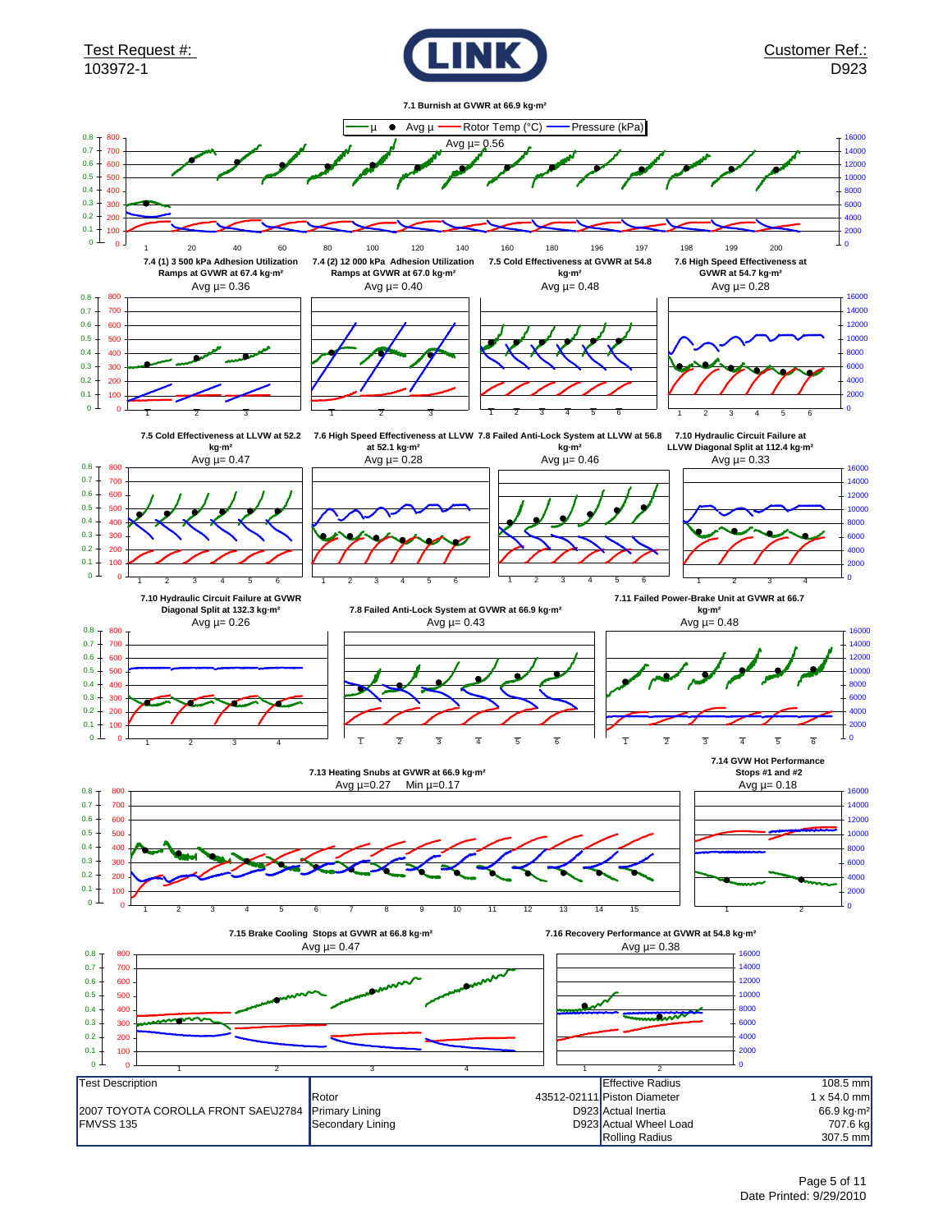Test Request #: 103972-1

Customer Ref.: D923

**7.1 Burnish at GVWR at 66.9 kg·m²**

μ ● Avg μ — Rotor Temp (°C) — Pressure (kPa)

Avg μ= 0.56

**7.4 (1) 3 500 kPa Adhesion Utilization Ramps at GVWR at 67.4 kg·m²**

Avg μ= 0.36

**7.4 (2) 12 000 kPa Adhesion Utilization Ramps at GVWR at 67.0 kg·m²**

Avg μ= 0.40

**7.5 Cold Effectiveness at GVWR at 54.8 kg·m²**

Avg μ= 0.48

**7.6 High Speed Effectiveness at GVWR at 54.7 kg·m²**

Avg μ= 0.28

**7.5 Cold Effectiveness at LLVW at 52.2 kg·m²**

Avg μ= 0.47

**7.6 High Speed Effectiveness at LLVW at 52.1 kg·m²**

Avg μ= 0.28

**7.8 Failed Anti-Lock System at LLVW at 56.8 kg·m²**

Avg μ= 0.46

**7.10 Hydraulic Circuit Failure at LLVW Diagonal Split at 112.4 kg·m²**

Avg μ= 0.33

**7.10 Hydraulic Circuit Failure at GVWR Diagonal Split at 132.3 kg·m²**

Avg μ= 0.26

**7.8 Failed Anti-Lock System at GVWR at 66.9 kg·m²**

Avg μ= 0.43

**7.11 Failed Power-Brake Unit at GVWR at 66.7 kg·m²**

Avg μ= 0.48

**7.13 Heating Snubs at GVWR at 66.9 kg·m²**

Avg μ=0.27 Min μ=0.17

**7.14 GVW Hot Performance Stops #1 and #2**

Avg μ= 0.18

**7.15 Brake Cooling Stops at GVWR at 66.8 kg·m²**

Avg μ= 0.47

**7.16 Recovery Performance at GVWR at 54.8 kg·m²**

Avg μ= 0.38

| Test Description | | | | |
|---|---|---|---|---|
| | | | Effective Radius | 108.5 mm |
| | Rotor | 43512-02111 | Piston Diameter | 1 x 54.0 mm |
| 2007 TOYOTA COROLLA FRONT SAE\J2784 | Primary Lining | D923 | Actual Inertia | 66.9 kg·m² |
| FMVSS 135 | Secondary Lining | D923 | Actual Wheel Load | 707.6 kg |
| | | | Rolling Radius | 307.5 mm |

Date Printed: 9/29/2010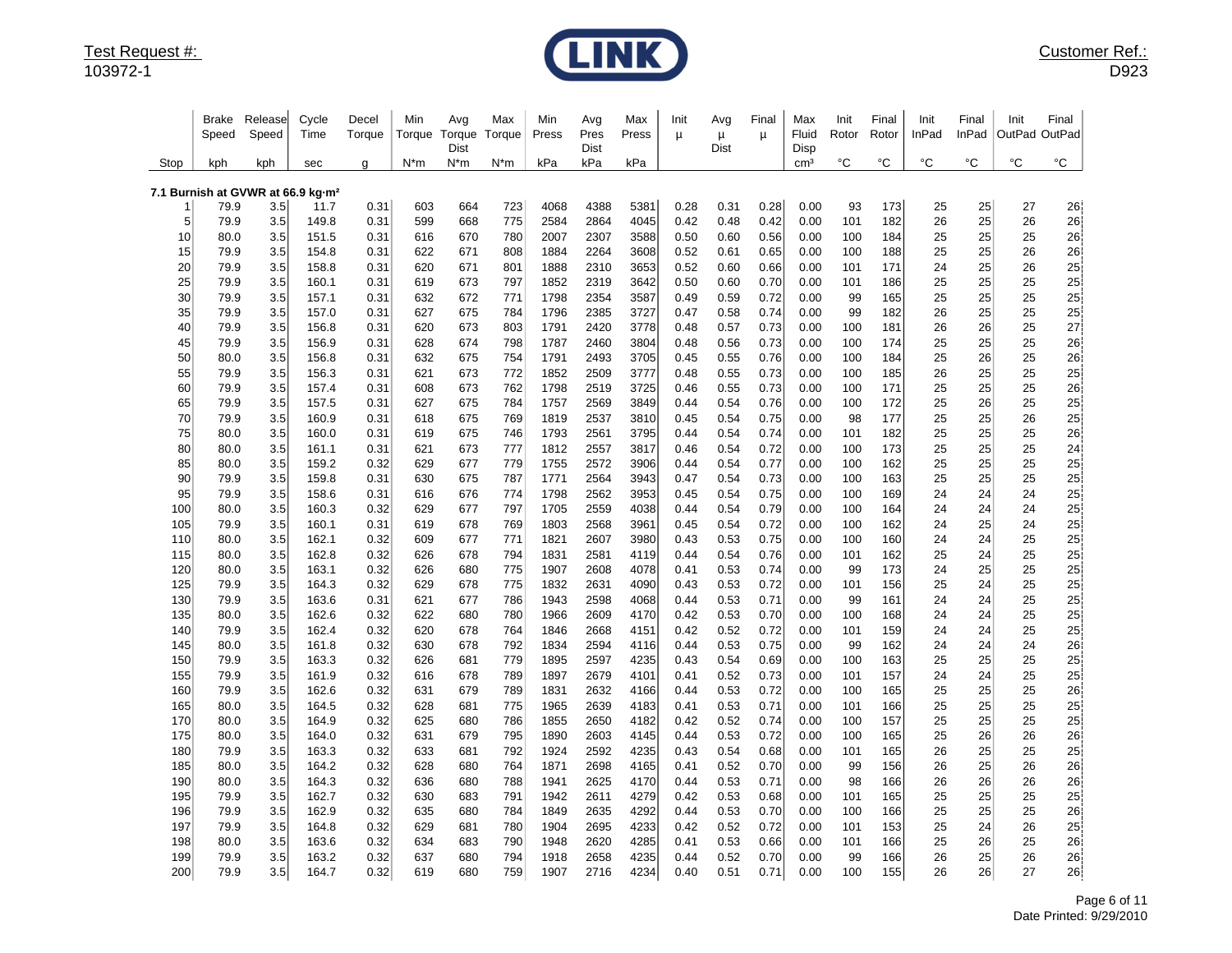Test Request #:
103972-1

Customer Ref.:
D923

| Stop | Brake Speed | Release Speed | Cycle Time | Decel Torque | Min Torque | Avg Torque Dist | Max Torque | Min Press | Avg Pres Dist | Max Press | Init μ | Avg μ Dist | Final μ | Max Fluid Disp | Init Rotor | Final Rotor | Init InPad | Final InPad | Init OutPad | Final OutPad |
|---|---|---|---|---|---|---|---|---|---|---|---|---|---|---|---|---|---|---|---|---|
| | kph | kph | sec | g | N*m | N*m | N*m | kPa | kPa | kPa | | | | cm³ | °C | °C | °C | °C | °C | °C |
| **7.1 Burnish at GVWR at 66.9 kg·m²** | | | | | | | | | | | | | | | | | | | | |
| 1 | 79.9 | 3.5 | 11.7 | 0.31 | 603 | 664 | 723 | 4068 | 4388 | 5381 | 0.28 | 0.31 | 0.28 | 0.00 | 93 | 173 | 25 | 25 | 27 | 26 |
| 5 | 79.9 | 3.5 | 149.8 | 0.31 | 599 | 668 | 775 | 2584 | 2864 | 4045 | 0.42 | 0.48 | 0.42 | 0.00 | 101 | 182 | 26 | 25 | 26 | 26 |
| 10 | 80.0 | 3.5 | 151.5 | 0.31 | 616 | 670 | 780 | 2007 | 2307 | 3588 | 0.50 | 0.60 | 0.56 | 0.00 | 100 | 184 | 25 | 25 | 25 | 26 |
| 15 | 79.9 | 3.5 | 154.8 | 0.31 | 622 | 671 | 808 | 1884 | 2264 | 3608 | 0.52 | 0.61 | 0.65 | 0.00 | 100 | 188 | 25 | 25 | 26 | 26 |
| 20 | 79.9 | 3.5 | 158.8 | 0.31 | 620 | 671 | 801 | 1888 | 2310 | 3653 | 0.52 | 0.60 | 0.66 | 0.00 | 101 | 171 | 24 | 25 | 26 | 25 |
| 25 | 79.9 | 3.5 | 160.1 | 0.31 | 619 | 673 | 797 | 1852 | 2319 | 3642 | 0.50 | 0.60 | 0.70 | 0.00 | 101 | 186 | 25 | 25 | 25 | 25 |
| 30 | 79.9 | 3.5 | 157.1 | 0.31 | 632 | 672 | 771 | 1798 | 2354 | 3587 | 0.49 | 0.59 | 0.72 | 0.00 | 99 | 165 | 25 | 25 | 25 | 25 |
| 35 | 79.9 | 3.5 | 157.0 | 0.31 | 627 | 675 | 784 | 1796 | 2385 | 3727 | 0.47 | 0.58 | 0.74 | 0.00 | 99 | 182 | 26 | 25 | 25 | 25 |
| 40 | 79.9 | 3.5 | 156.8 | 0.31 | 620 | 673 | 803 | 1791 | 2420 | 3778 | 0.48 | 0.57 | 0.73 | 0.00 | 100 | 181 | 26 | 26 | 25 | 27 |
| 45 | 79.9 | 3.5 | 156.9 | 0.31 | 628 | 674 | 798 | 1787 | 2460 | 3804 | 0.48 | 0.56 | 0.73 | 0.00 | 100 | 174 | 25 | 25 | 25 | 26 |
| 50 | 80.0 | 3.5 | 156.8 | 0.31 | 632 | 675 | 754 | 1791 | 2493 | 3705 | 0.45 | 0.55 | 0.76 | 0.00 | 100 | 184 | 25 | 26 | 25 | 26 |
| 55 | 79.9 | 3.5 | 156.3 | 0.31 | 621 | 673 | 772 | 1852 | 2509 | 3777 | 0.48 | 0.55 | 0.73 | 0.00 | 100 | 185 | 26 | 25 | 25 | 25 |
| 60 | 79.9 | 3.5 | 157.4 | 0.31 | 608 | 673 | 762 | 1798 | 2519 | 3725 | 0.46 | 0.55 | 0.73 | 0.00 | 100 | 171 | 25 | 25 | 25 | 26 |
| 65 | 79.9 | 3.5 | 157.5 | 0.31 | 627 | 675 | 784 | 1757 | 2569 | 3849 | 0.44 | 0.54 | 0.76 | 0.00 | 100 | 172 | 25 | 26 | 25 | 25 |
| 70 | 79.9 | 3.5 | 160.9 | 0.31 | 618 | 675 | 769 | 1819 | 2537 | 3810 | 0.45 | 0.54 | 0.75 | 0.00 | 98 | 177 | 25 | 25 | 26 | 25 |
| 75 | 80.0 | 3.5 | 160.0 | 0.31 | 619 | 675 | 746 | 1793 | 2561 | 3795 | 0.44 | 0.54 | 0.74 | 0.00 | 101 | 182 | 25 | 25 | 25 | 26 |
| 80 | 80.0 | 3.5 | 161.1 | 0.31 | 621 | 673 | 777 | 1812 | 2557 | 3817 | 0.46 | 0.54 | 0.72 | 0.00 | 100 | 173 | 25 | 25 | 25 | 24 |
| 85 | 80.0 | 3.5 | 159.2 | 0.32 | 629 | 677 | 779 | 1755 | 2572 | 3906 | 0.44 | 0.54 | 0.77 | 0.00 | 100 | 162 | 25 | 25 | 25 | 25 |
| 90 | 79.9 | 3.5 | 159.8 | 0.31 | 630 | 675 | 787 | 1771 | 2564 | 3943 | 0.47 | 0.54 | 0.73 | 0.00 | 100 | 163 | 25 | 25 | 25 | 25 |
| 95 | 79.9 | 3.5 | 158.6 | 0.31 | 616 | 676 | 774 | 1798 | 2562 | 3953 | 0.45 | 0.54 | 0.75 | 0.00 | 100 | 169 | 24 | 24 | 24 | 25 |
| 100 | 80.0 | 3.5 | 160.3 | 0.32 | 629 | 677 | 797 | 1705 | 2559 | 4038 | 0.44 | 0.54 | 0.79 | 0.00 | 100 | 164 | 24 | 24 | 24 | 25 |
| 105 | 79.9 | 3.5 | 160.1 | 0.31 | 619 | 678 | 769 | 1803 | 2568 | 3961 | 0.45 | 0.54 | 0.72 | 0.00 | 100 | 162 | 24 | 25 | 24 | 25 |
| 110 | 80.0 | 3.5 | 162.1 | 0.32 | 609 | 677 | 771 | 1821 | 2607 | 3980 | 0.43 | 0.53 | 0.75 | 0.00 | 100 | 160 | 24 | 24 | 25 | 25 |
| 115 | 80.0 | 3.5 | 162.8 | 0.32 | 626 | 678 | 794 | 1831 | 2581 | 4119 | 0.44 | 0.54 | 0.76 | 0.00 | 101 | 162 | 25 | 24 | 25 | 25 |
| 120 | 80.0 | 3.5 | 163.1 | 0.32 | 626 | 680 | 775 | 1907 | 2608 | 4078 | 0.41 | 0.53 | 0.74 | 0.00 | 99 | 173 | 24 | 25 | 25 | 25 |
| 125 | 79.9 | 3.5 | 164.3 | 0.32 | 629 | 678 | 775 | 1832 | 2631 | 4090 | 0.43 | 0.53 | 0.72 | 0.00 | 101 | 156 | 25 | 24 | 25 | 25 |
| 130 | 79.9 | 3.5 | 163.6 | 0.31 | 621 | 677 | 786 | 1943 | 2598 | 4068 | 0.44 | 0.53 | 0.71 | 0.00 | 99 | 161 | 24 | 24 | 25 | 25 |
| 135 | 80.0 | 3.5 | 162.6 | 0.32 | 622 | 680 | 780 | 1966 | 2609 | 4170 | 0.42 | 0.53 | 0.70 | 0.00 | 100 | 168 | 24 | 24 | 25 | 25 |
| 140 | 79.9 | 3.5 | 162.4 | 0.32 | 620 | 678 | 764 | 1846 | 2668 | 4151 | 0.42 | 0.52 | 0.72 | 0.00 | 101 | 159 | 24 | 24 | 25 | 25 |
| 145 | 80.0 | 3.5 | 161.8 | 0.32 | 630 | 678 | 792 | 1834 | 2594 | 4116 | 0.44 | 0.53 | 0.75 | 0.00 | 99 | 162 | 24 | 24 | 24 | 26 |
| 150 | 79.9 | 3.5 | 163.3 | 0.32 | 626 | 681 | 779 | 1895 | 2597 | 4235 | 0.43 | 0.54 | 0.69 | 0.00 | 100 | 163 | 25 | 25 | 25 | 25 |
| 155 | 79.9 | 3.5 | 161.9 | 0.32 | 616 | 678 | 789 | 1897 | 2679 | 4101 | 0.41 | 0.52 | 0.73 | 0.00 | 101 | 157 | 24 | 24 | 25 | 25 |
| 160 | 79.9 | 3.5 | 162.6 | 0.32 | 631 | 679 | 789 | 1831 | 2632 | 4166 | 0.44 | 0.53 | 0.72 | 0.00 | 100 | 165 | 25 | 25 | 25 | 26 |
| 165 | 80.0 | 3.5 | 164.5 | 0.32 | 628 | 681 | 775 | 1965 | 2639 | 4183 | 0.41 | 0.53 | 0.71 | 0.00 | 101 | 166 | 25 | 25 | 25 | 25 |
| 170 | 80.0 | 3.5 | 164.9 | 0.32 | 625 | 680 | 786 | 1855 | 2650 | 4182 | 0.42 | 0.52 | 0.74 | 0.00 | 100 | 157 | 25 | 25 | 25 | 25 |
| 175 | 80.0 | 3.5 | 164.0 | 0.32 | 631 | 679 | 795 | 1890 | 2603 | 4145 | 0.44 | 0.53 | 0.72 | 0.00 | 100 | 165 | 25 | 26 | 26 | 26 |
| 180 | 79.9 | 3.5 | 163.3 | 0.32 | 633 | 681 | 792 | 1924 | 2592 | 4235 | 0.43 | 0.54 | 0.68 | 0.00 | 101 | 165 | 26 | 25 | 25 | 25 |
| 185 | 80.0 | 3.5 | 164.2 | 0.32 | 628 | 680 | 764 | 1871 | 2698 | 4165 | 0.41 | 0.52 | 0.70 | 0.00 | 99 | 156 | 26 | 25 | 26 | 26 |
| 190 | 80.0 | 3.5 | 164.3 | 0.32 | 636 | 680 | 788 | 1941 | 2625 | 4170 | 0.44 | 0.53 | 0.71 | 0.00 | 98 | 166 | 26 | 26 | 26 | 26 |
| 195 | 79.9 | 3.5 | 162.7 | 0.32 | 630 | 683 | 791 | 1942 | 2611 | 4279 | 0.42 | 0.53 | 0.68 | 0.00 | 101 | 165 | 25 | 25 | 25 | 25 |
| 196 | 79.9 | 3.5 | 162.9 | 0.32 | 635 | 680 | 784 | 1849 | 2635 | 4292 | 0.44 | 0.53 | 0.70 | 0.00 | 100 | 166 | 25 | 25 | 25 | 26 |
| 197 | 79.9 | 3.5 | 164.8 | 0.32 | 629 | 681 | 780 | 1904 | 2695 | 4233 | 0.42 | 0.52 | 0.72 | 0.00 | 101 | 153 | 25 | 24 | 26 | 25 |
| 198 | 80.0 | 3.5 | 163.6 | 0.32 | 634 | 683 | 790 | 1948 | 2620 | 4285 | 0.41 | 0.53 | 0.66 | 0.00 | 101 | 166 | 25 | 26 | 25 | 26 |
| 199 | 79.9 | 3.5 | 163.2 | 0.32 | 637 | 680 | 794 | 1918 | 2658 | 4235 | 0.44 | 0.52 | 0.70 | 0.00 | 99 | 166 | 26 | 25 | 26 | 26 |
| 200 | 79.9 | 3.5 | 164.7 | 0.32 | 619 | 680 | 759 | 1907 | 2716 | 4234 | 0.40 | 0.51 | 0.71 | 0.00 | 100 | 155 | 26 | 26 | 27 | 26 |

Date Printed: 9/29/2010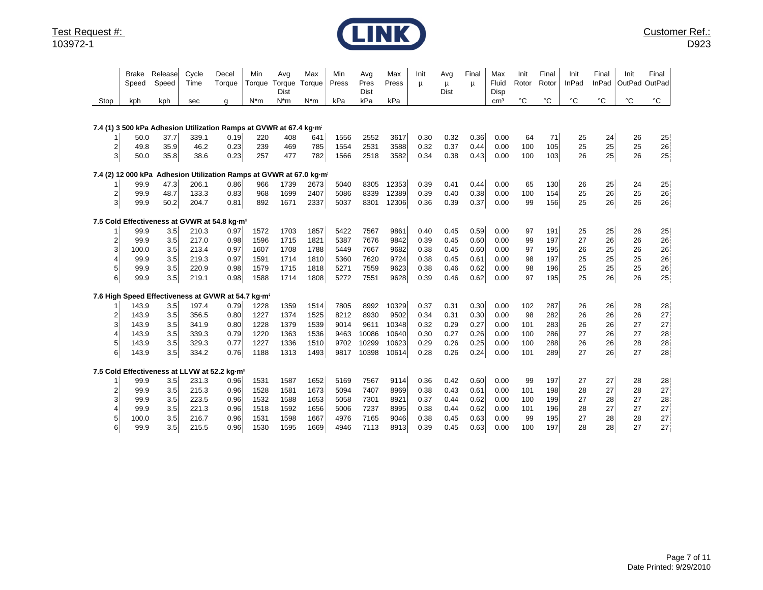Test Request #:
103972-1

LINK

Customer Ref.:
D923

| Stop | Brake Speed | Release Speed | Cycle Time | Decel Torque | Min Torque | Avg Torque Dist | Max Torque | Min Press | Avg Pres Dist | Max Press | Init μ | Avg μ Dist | Final μ | Max Fluid Disp | Init Rotor | Final Rotor | Init InPad | Final InPad | Init OutPad | Final OutPad |
|---|---|---|---|---|---|---|---|---|---|---|---|---|---|---|---|---|---|---|---|---|
| | kph | kph | sec | g | N*m | N*m | N*m | kPa | kPa | kPa | | | | cm³ | °C | °C | °C | °C | °C | °C |
| **7.4 (1) 3 500 kPa Adhesion Utilization Ramps at GVWR at 67.4 kg·m²** | | | | | | | | | | | | | | | | | | | | |
| 1 | 50.0 | 37.7 | 339.1 | 0.19 | 220 | 408 | 641 | 1556 | 2552 | 3617 | 0.30 | 0.32 | 0.36 | 0.00 | 64 | 71 | 25 | 24 | 26 | 25 |
| 2 | 49.8 | 35.9 | 46.2 | 0.23 | 239 | 469 | 785 | 1554 | 2531 | 3588 | 0.32 | 0.37 | 0.44 | 0.00 | 100 | 105 | 25 | 25 | 25 | 26 |
| 3 | 50.0 | 35.8 | 38.6 | 0.23 | 257 | 477 | 782 | 1566 | 2518 | 3582 | 0.34 | 0.38 | 0.43 | 0.00 | 100 | 103 | 26 | 25 | 26 | 25 |
| **7.4 (2) 12 000 kPa Adhesion Utilization Ramps at GVWR at 67.0 kg·m²** | | | | | | | | | | | | | | | | | | | | |
| 1 | 99.9 | 47.3 | 206.1 | 0.86 | 966 | 1739 | 2673 | 5040 | 8305 | 12353 | 0.39 | 0.41 | 0.44 | 0.00 | 65 | 130 | 26 | 25 | 24 | 25 |
| 2 | 99.9 | 48.7 | 133.3 | 0.83 | 968 | 1699 | 2407 | 5086 | 8339 | 12389 | 0.39 | 0.40 | 0.38 | 0.00 | 100 | 154 | 25 | 26 | 25 | 26 |
| 3 | 99.9 | 50.2 | 204.7 | 0.81 | 892 | 1671 | 2337 | 5037 | 8301 | 12306 | 0.36 | 0.39 | 0.37 | 0.00 | 99 | 156 | 25 | 26 | 26 | 26 |
| **7.5 Cold Effectiveness at GVWR at 54.8 kg·m²** | | | | | | | | | | | | | | | | | | | | |
| 1 | 99.9 | 3.5 | 210.3 | 0.97 | 1572 | 1703 | 1857 | 5422 | 7567 | 9861 | 0.40 | 0.45 | 0.59 | 0.00 | 97 | 191 | 25 | 25 | 26 | 25 |
| 2 | 99.9 | 3.5 | 217.0 | 0.98 | 1596 | 1715 | 1821 | 5387 | 7676 | 9842 | 0.39 | 0.45 | 0.60 | 0.00 | 99 | 197 | 27 | 26 | 26 | 26 |
| 3 | 100.0 | 3.5 | 213.4 | 0.97 | 1607 | 1708 | 1788 | 5449 | 7667 | 9682 | 0.38 | 0.45 | 0.60 | 0.00 | 97 | 195 | 26 | 25 | 26 | 26 |
| 4 | 99.9 | 3.5 | 219.3 | 0.97 | 1591 | 1714 | 1810 | 5360 | 7620 | 9724 | 0.38 | 0.45 | 0.61 | 0.00 | 98 | 197 | 25 | 25 | 25 | 26 |
| 5 | 99.9 | 3.5 | 220.9 | 0.98 | 1579 | 1715 | 1818 | 5271 | 7559 | 9623 | 0.38 | 0.46 | 0.62 | 0.00 | 98 | 196 | 25 | 25 | 25 | 26 |
| 6 | 99.9 | 3.5 | 219.1 | 0.98 | 1588 | 1714 | 1808 | 5272 | 7551 | 9628 | 0.39 | 0.46 | 0.62 | 0.00 | 97 | 195 | 25 | 26 | 26 | 25 |
| **7.6 High Speed Effectiveness at GVWR at 54.7 kg·m²** | | | | | | | | | | | | | | | | | | | | |
| 1 | 143.9 | 3.5 | 197.4 | 0.79 | 1228 | 1359 | 1514 | 7805 | 8992 | 10329 | 0.37 | 0.31 | 0.30 | 0.00 | 102 | 287 | 26 | 26 | 28 | 28 |
| 2 | 143.9 | 3.5 | 356.5 | 0.80 | 1227 | 1374 | 1525 | 8212 | 8930 | 9502 | 0.34 | 0.31 | 0.30 | 0.00 | 98 | 282 | 26 | 26 | 26 | 27 |
| 3 | 143.9 | 3.5 | 341.9 | 0.80 | 1228 | 1379 | 1539 | 9014 | 9611 | 10348 | 0.32 | 0.29 | 0.27 | 0.00 | 101 | 283 | 26 | 26 | 27 | 27 |
| 4 | 143.9 | 3.5 | 339.3 | 0.79 | 1220 | 1363 | 1536 | 9463 | 10086 | 10640 | 0.30 | 0.27 | 0.26 | 0.00 | 100 | 286 | 27 | 26 | 27 | 28 |
| 5 | 143.9 | 3.5 | 329.3 | 0.77 | 1227 | 1336 | 1510 | 9702 | 10299 | 10623 | 0.29 | 0.26 | 0.25 | 0.00 | 100 | 288 | 26 | 26 | 28 | 28 |
| 6 | 143.9 | 3.5 | 334.2 | 0.76 | 1188 | 1313 | 1493 | 9817 | 10398 | 10614 | 0.28 | 0.26 | 0.24 | 0.00 | 101 | 289 | 27 | 26 | 27 | 28 |
| **7.5 Cold Effectiveness at LLVW at 52.2 kg·m²** | | | | | | | | | | | | | | | | | | | | |
| 1 | 99.9 | 3.5 | 231.3 | 0.96 | 1531 | 1587 | 1652 | 5169 | 7567 | 9114 | 0.36 | 0.42 | 0.60 | 0.00 | 99 | 197 | 27 | 27 | 28 | 28 |
| 2 | 99.9 | 3.5 | 215.3 | 0.96 | 1528 | 1581 | 1673 | 5094 | 7407 | 8969 | 0.38 | 0.43 | 0.61 | 0.00 | 101 | 198 | 28 | 27 | 28 | 27 |
| 3 | 99.9 | 3.5 | 223.5 | 0.96 | 1532 | 1588 | 1653 | 5058 | 7301 | 8921 | 0.37 | 0.44 | 0.62 | 0.00 | 100 | 199 | 27 | 28 | 27 | 28 |
| 4 | 99.9 | 3.5 | 221.3 | 0.96 | 1518 | 1592 | 1656 | 5006 | 7237 | 8995 | 0.38 | 0.44 | 0.62 | 0.00 | 101 | 196 | 28 | 27 | 27 | 27 |
| 5 | 100.0 | 3.5 | 216.7 | 0.96 | 1531 | 1598 | 1667 | 4976 | 7165 | 9046 | 0.38 | 0.45 | 0.63 | 0.00 | 99 | 195 | 27 | 28 | 28 | 27 |
| 6 | 99.9 | 3.5 | 215.5 | 0.96 | 1530 | 1595 | 1669 | 4946 | 7113 | 8913 | 0.39 | 0.45 | 0.63 | 0.00 | 100 | 197 | 28 | 28 | 27 | 27 |

Date Printed: 9/29/2010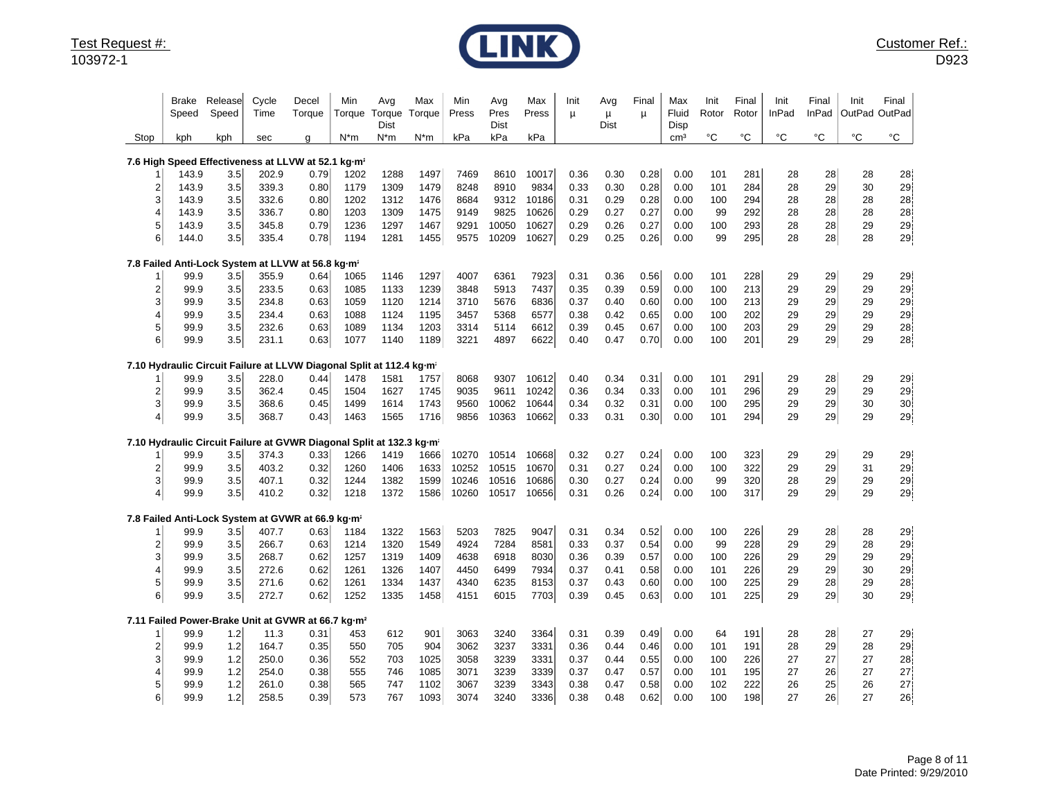Test Request #:
103972-1

Customer Ref.:
D923

| Stop | Brake Speed kph | Release Speed kph | Cycle Time sec | Decel Torque g | Min Torque N*m | Avg Torque Dist N*m | Max Torque N*m | Min Press kPa | Avg Pres Dist kPa | Max Press kPa | Init μ | Avg μ Dist | Final μ | Max Fluid Disp cm³ | Init Rotor °C | Final Rotor °C | Init InPad °C | Final InPad °C | Init OutPad °C | Final OutPad °C |
|---|---|---|---|---|---|---|---|---|---|---|---|---|---|---|---|---|---|---|---|---|
| **7.6 High Speed Effectiveness at LLVW at 52.1 kg·m²** | | | | | | | | | | | | | | | | | | | | |
| 1 | 143.9 | 3.5 | 202.9 | 0.79 | 1202 | 1288 | 1497 | 7469 | 8610 | 10017 | 0.36 | 0.30 | 0.28 | 0.00 | 101 | 281 | 28 | 28 | 28 | 28 |
| 2 | 143.9 | 3.5 | 339.3 | 0.80 | 1179 | 1309 | 1479 | 8248 | 8910 | 9834 | 0.33 | 0.30 | 0.28 | 0.00 | 101 | 284 | 28 | 29 | 30 | 29 |
| 3 | 143.9 | 3.5 | 332.6 | 0.80 | 1202 | 1312 | 1476 | 8684 | 9312 | 10186 | 0.31 | 0.29 | 0.28 | 0.00 | 100 | 294 | 28 | 28 | 28 | 28 |
| 4 | 143.9 | 3.5 | 336.7 | 0.80 | 1203 | 1309 | 1475 | 9149 | 9825 | 10626 | 0.29 | 0.27 | 0.27 | 0.00 | 99 | 292 | 28 | 28 | 28 | 28 |
| 5 | 143.9 | 3.5 | 345.8 | 0.79 | 1236 | 1297 | 1467 | 9291 | 10050 | 10627 | 0.29 | 0.26 | 0.27 | 0.00 | 100 | 293 | 28 | 28 | 29 | 29 |
| 6 | 144.0 | 3.5 | 335.4 | 0.78 | 1194 | 1281 | 1455 | 9575 | 10209 | 10627 | 0.29 | 0.25 | 0.26 | 0.00 | 99 | 295 | 28 | 28 | 28 | 29 |
| **7.8 Failed Anti-Lock System at LLVW at 56.8 kg·m²** | | | | | | | | | | | | | | | | | | | | |
| 1 | 99.9 | 3.5 | 355.9 | 0.64 | 1065 | 1146 | 1297 | 4007 | 6361 | 7923 | 0.31 | 0.36 | 0.56 | 0.00 | 101 | 228 | 29 | 29 | 29 | 29 |
| 2 | 99.9 | 3.5 | 233.5 | 0.63 | 1085 | 1133 | 1239 | 3848 | 5913 | 7437 | 0.35 | 0.39 | 0.59 | 0.00 | 100 | 213 | 29 | 29 | 29 | 29 |
| 3 | 99.9 | 3.5 | 234.8 | 0.63 | 1059 | 1120 | 1214 | 3710 | 5676 | 6836 | 0.37 | 0.40 | 0.60 | 0.00 | 100 | 213 | 29 | 29 | 29 | 29 |
| 4 | 99.9 | 3.5 | 234.4 | 0.63 | 1088 | 1124 | 1195 | 3457 | 5368 | 6577 | 0.38 | 0.42 | 0.65 | 0.00 | 100 | 202 | 29 | 29 | 29 | 29 |
| 5 | 99.9 | 3.5 | 232.6 | 0.63 | 1089 | 1134 | 1203 | 3314 | 5114 | 6612 | 0.39 | 0.45 | 0.67 | 0.00 | 100 | 203 | 29 | 29 | 29 | 28 |
| 6 | 99.9 | 3.5 | 231.1 | 0.63 | 1077 | 1140 | 1189 | 3221 | 4897 | 6622 | 0.40 | 0.47 | 0.70 | 0.00 | 100 | 201 | 29 | 29 | 29 | 28 |
| **7.10 Hydraulic Circuit Failure at LLVW Diagonal Split at 112.4 kg·m²** | | | | | | | | | | | | | | | | | | | | |
| 1 | 99.9 | 3.5 | 228.0 | 0.44 | 1478 | 1581 | 1757 | 8068 | 9307 | 10612 | 0.40 | 0.34 | 0.31 | 0.00 | 101 | 291 | 29 | 28 | 29 | 29 |
| 2 | 99.9 | 3.5 | 362.4 | 0.45 | 1504 | 1627 | 1745 | 9035 | 9611 | 10242 | 0.36 | 0.34 | 0.33 | 0.00 | 101 | 296 | 29 | 29 | 29 | 29 |
| 3 | 99.9 | 3.5 | 368.6 | 0.45 | 1499 | 1614 | 1743 | 9560 | 10062 | 10644 | 0.34 | 0.32 | 0.31 | 0.00 | 100 | 295 | 29 | 29 | 30 | 30 |
| 4 | 99.9 | 3.5 | 368.7 | 0.43 | 1463 | 1565 | 1716 | 9856 | 10363 | 10662 | 0.33 | 0.31 | 0.30 | 0.00 | 101 | 294 | 29 | 29 | 29 | 29 |
| **7.10 Hydraulic Circuit Failure at GVWR Diagonal Split at 132.3 kg·m²** | | | | | | | | | | | | | | | | | | | | |
| 1 | 99.9 | 3.5 | 374.3 | 0.33 | 1266 | 1419 | 1666 | 10270 | 10514 | 10668 | 0.32 | 0.27 | 0.24 | 0.00 | 100 | 323 | 29 | 29 | 29 | 29 |
| 2 | 99.9 | 3.5 | 403.2 | 0.32 | 1260 | 1406 | 1633 | 10252 | 10515 | 10670 | 0.31 | 0.27 | 0.24 | 0.00 | 100 | 322 | 29 | 29 | 31 | 29 |
| 3 | 99.9 | 3.5 | 407.1 | 0.32 | 1244 | 1382 | 1599 | 10246 | 10516 | 10686 | 0.30 | 0.27 | 0.24 | 0.00 | 99 | 320 | 28 | 29 | 29 | 29 |
| 4 | 99.9 | 3.5 | 410.2 | 0.32 | 1218 | 1372 | 1586 | 10260 | 10517 | 10656 | 0.31 | 0.26 | 0.24 | 0.00 | 100 | 317 | 29 | 29 | 29 | 29 |
| **7.8 Failed Anti-Lock System at GVWR at 66.9 kg·m²** | | | | | | | | | | | | | | | | | | | | |
| 1 | 99.9 | 3.5 | 407.7 | 0.63 | 1184 | 1322 | 1563 | 5203 | 7825 | 9047 | 0.31 | 0.34 | 0.52 | 0.00 | 100 | 226 | 29 | 28 | 28 | 29 |
| 2 | 99.9 | 3.5 | 266.7 | 0.63 | 1214 | 1320 | 1549 | 4924 | 7284 | 8581 | 0.33 | 0.37 | 0.54 | 0.00 | 99 | 228 | 29 | 29 | 28 | 29 |
| 3 | 99.9 | 3.5 | 268.7 | 0.62 | 1257 | 1319 | 1409 | 4638 | 6918 | 8030 | 0.36 | 0.39 | 0.57 | 0.00 | 100 | 226 | 29 | 29 | 29 | 29 |
| 4 | 99.9 | 3.5 | 272.6 | 0.62 | 1261 | 1326 | 1407 | 4450 | 6499 | 7934 | 0.37 | 0.41 | 0.58 | 0.00 | 101 | 226 | 29 | 29 | 30 | 29 |
| 5 | 99.9 | 3.5 | 271.6 | 0.62 | 1261 | 1334 | 1437 | 4340 | 6235 | 8153 | 0.37 | 0.43 | 0.60 | 0.00 | 100 | 225 | 29 | 28 | 29 | 28 |
| 6 | 99.9 | 3.5 | 272.7 | 0.62 | 1252 | 1335 | 1458 | 4151 | 6015 | 7703 | 0.39 | 0.45 | 0.63 | 0.00 | 101 | 225 | 29 | 29 | 30 | 29 |
| **7.11 Failed Power-Brake Unit at GVWR at 66.7 kg·m²** | | | | | | | | | | | | | | | | | | | | |
| 1 | 99.9 | 1.2 | 11.3 | 0.31 | 453 | 612 | 901 | 3063 | 3240 | 3364 | 0.31 | 0.39 | 0.49 | 0.00 | 64 | 191 | 28 | 28 | 27 | 29 |
| 2 | 99.9 | 1.2 | 164.7 | 0.35 | 550 | 705 | 904 | 3062 | 3237 | 3331 | 0.36 | 0.44 | 0.46 | 0.00 | 101 | 191 | 28 | 29 | 28 | 29 |
| 3 | 99.9 | 1.2 | 250.0 | 0.36 | 552 | 703 | 1025 | 3058 | 3239 | 3331 | 0.37 | 0.44 | 0.55 | 0.00 | 100 | 226 | 27 | 27 | 27 | 28 |
| 4 | 99.9 | 1.2 | 254.0 | 0.38 | 555 | 746 | 1085 | 3071 | 3239 | 3339 | 0.37 | 0.47 | 0.57 | 0.00 | 101 | 195 | 27 | 26 | 27 | 27 |
| 5 | 99.9 | 1.2 | 261.0 | 0.38 | 565 | 747 | 1102 | 3067 | 3239 | 3343 | 0.38 | 0.47 | 0.58 | 0.00 | 102 | 222 | 26 | 25 | 26 | 27 |
| 6 | 99.9 | 1.2 | 258.5 | 0.39 | 573 | 767 | 1093 | 3074 | 3240 | 3336 | 0.38 | 0.48 | 0.62 | 0.00 | 100 | 198 | 27 | 26 | 27 | 26 |

Date Printed: 9/29/2010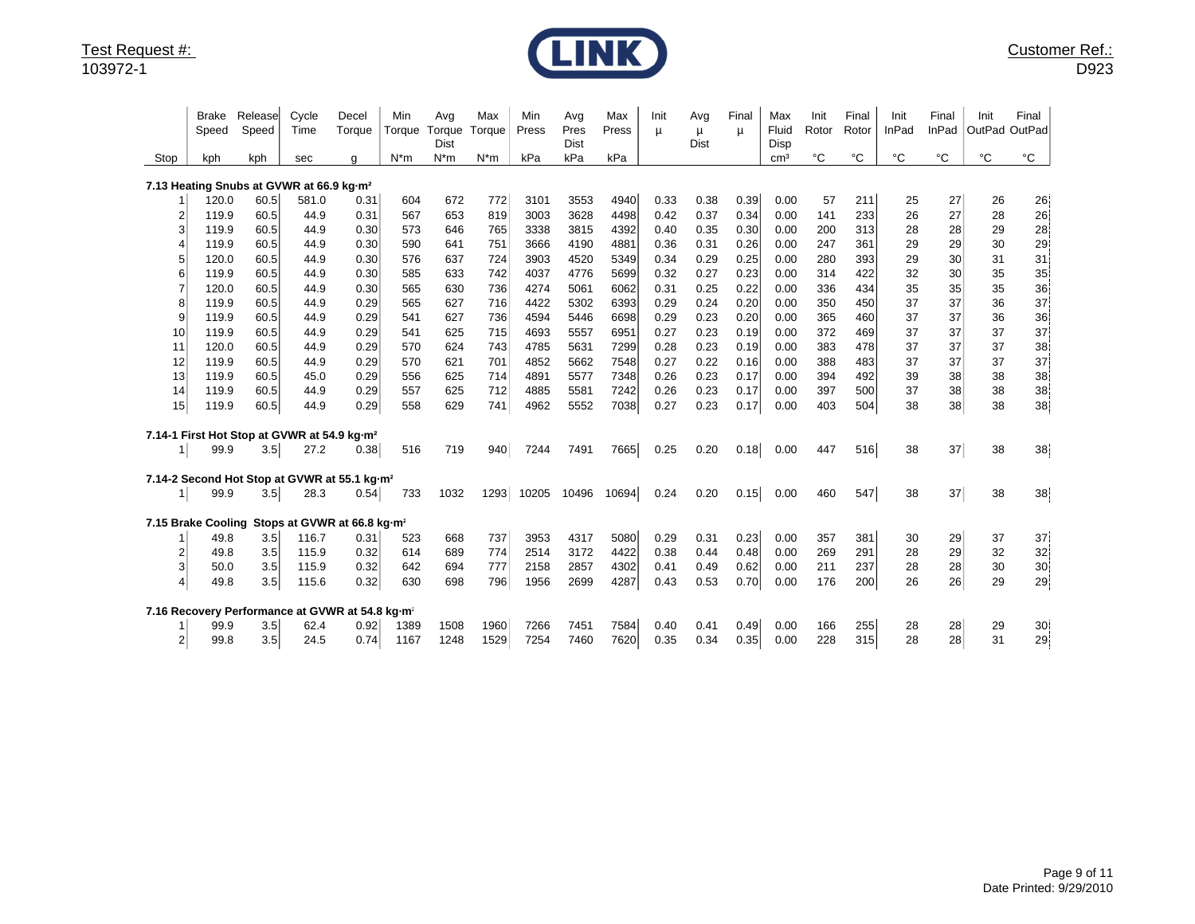Test Request #:
103972-1

**LINK**

Customer Ref.:
D923

| Stop | Brake Speed kph | Release Speed kph | Cycle Time sec | Decel Torque g | Min Torque N*m | Avg Torque Dist N*m | Max Torque N*m | Min Press kPa | Avg Pres Dist kPa | Max Press kPa | Init μ | Avg μ Dist | Final μ | Max Fluid Disp cm³ | Init Rotor °C | Final Rotor °C | Init InPad °C | Final InPad °C | Init OutPad °C | Final OutPad °C |
|---|---|---|---|---|---|---|---|---|---|---|---|---|---|---|---|---|---|---|---|---|
| **7.13 Heating Snubs at GVWR at 66.9 kg·m²** | | | | | | | | | | | | | | | | | | | | |
| 1 | 120.0 | 60.5 | 581.0 | 0.31 | 604 | 672 | 772 | 3101 | 3553 | 4940 | 0.33 | 0.38 | 0.39 | 0.00 | 57 | 211 | 25 | 27 | 26 | 26 |
| 2 | 119.9 | 60.5 | 44.9 | 0.31 | 567 | 653 | 819 | 3003 | 3628 | 4498 | 0.42 | 0.37 | 0.34 | 0.00 | 141 | 233 | 26 | 27 | 28 | 26 |
| 3 | 119.9 | 60.5 | 44.9 | 0.30 | 573 | 646 | 765 | 3338 | 3815 | 4392 | 0.40 | 0.35 | 0.30 | 0.00 | 200 | 313 | 28 | 28 | 29 | 28 |
| 4 | 119.9 | 60.5 | 44.9 | 0.30 | 590 | 641 | 751 | 3666 | 4190 | 4881 | 0.36 | 0.31 | 0.26 | 0.00 | 247 | 361 | 29 | 29 | 30 | 29 |
| 5 | 120.0 | 60.5 | 44.9 | 0.30 | 576 | 637 | 724 | 3903 | 4520 | 5349 | 0.34 | 0.29 | 0.25 | 0.00 | 280 | 393 | 29 | 30 | 31 | 31 |
| 6 | 119.9 | 60.5 | 44.9 | 0.30 | 585 | 633 | 742 | 4037 | 4776 | 5699 | 0.32 | 0.27 | 0.23 | 0.00 | 314 | 422 | 32 | 30 | 35 | 35 |
| 7 | 120.0 | 60.5 | 44.9 | 0.30 | 565 | 630 | 736 | 4274 | 5061 | 6062 | 0.31 | 0.25 | 0.22 | 0.00 | 336 | 434 | 35 | 35 | 35 | 36 |
| 8 | 119.9 | 60.5 | 44.9 | 0.29 | 565 | 627 | 716 | 4422 | 5302 | 6393 | 0.29 | 0.24 | 0.20 | 0.00 | 350 | 450 | 37 | 37 | 36 | 37 |
| 9 | 119.9 | 60.5 | 44.9 | 0.29 | 541 | 627 | 736 | 4594 | 5446 | 6698 | 0.29 | 0.23 | 0.20 | 0.00 | 365 | 460 | 37 | 37 | 36 | 36 |
| 10 | 119.9 | 60.5 | 44.9 | 0.29 | 541 | 625 | 715 | 4693 | 5557 | 6951 | 0.27 | 0.23 | 0.19 | 0.00 | 372 | 469 | 37 | 37 | 37 | 37 |
| 11 | 120.0 | 60.5 | 44.9 | 0.29 | 570 | 624 | 743 | 4785 | 5631 | 7299 | 0.28 | 0.23 | 0.19 | 0.00 | 383 | 478 | 37 | 37 | 37 | 38 |
| 12 | 119.9 | 60.5 | 44.9 | 0.29 | 570 | 621 | 701 | 4852 | 5662 | 7548 | 0.27 | 0.22 | 0.16 | 0.00 | 388 | 483 | 37 | 37 | 37 | 37 |
| 13 | 119.9 | 60.5 | 45.0 | 0.29 | 556 | 625 | 714 | 4891 | 5577 | 7348 | 0.26 | 0.23 | 0.17 | 0.00 | 394 | 492 | 39 | 38 | 38 | 38 |
| 14 | 119.9 | 60.5 | 44.9 | 0.29 | 557 | 625 | 712 | 4885 | 5581 | 7242 | 0.26 | 0.23 | 0.17 | 0.00 | 397 | 500 | 37 | 38 | 38 | 38 |
| 15 | 119.9 | 60.5 | 44.9 | 0.29 | 558 | 629 | 741 | 4962 | 5552 | 7038 | 0.27 | 0.23 | 0.17 | 0.00 | 403 | 504 | 38 | 38 | 38 | 38 |
| **7.14-1 First Hot Stop at GVWR at 54.9 kg·m²** | | | | | | | | | | | | | | | | | | | | |
| 1 | 99.9 | 3.5 | 27.2 | 0.38 | 516 | 719 | 940 | 7244 | 7491 | 7665 | 0.25 | 0.20 | 0.18 | 0.00 | 447 | 516 | 38 | 37 | 38 | 38 |
| **7.14-2 Second Hot Stop at GVWR at 55.1 kg·m²** | | | | | | | | | | | | | | | | | | | | |
| 1 | 99.9 | 3.5 | 28.3 | 0.54 | 733 | 1032 | 1293 | 10205 | 10496 | 10694 | 0.24 | 0.20 | 0.15 | 0.00 | 460 | 547 | 38 | 37 | 38 | 38 |
| **7.15 Brake Cooling Stops at GVWR at 66.8 kg·m²** | | | | | | | | | | | | | | | | | | | | |
| 1 | 49.8 | 3.5 | 116.7 | 0.31 | 523 | 668 | 737 | 3953 | 4317 | 5080 | 0.29 | 0.31 | 0.23 | 0.00 | 357 | 381 | 30 | 29 | 37 | 37 |
| 2 | 49.8 | 3.5 | 115.9 | 0.32 | 614 | 689 | 774 | 2514 | 3172 | 4422 | 0.38 | 0.44 | 0.48 | 0.00 | 269 | 291 | 28 | 29 | 32 | 32 |
| 3 | 50.0 | 3.5 | 115.9 | 0.32 | 642 | 694 | 777 | 2158 | 2857 | 4302 | 0.41 | 0.49 | 0.62 | 0.00 | 211 | 237 | 28 | 28 | 30 | 30 |
| 4 | 49.8 | 3.5 | 115.6 | 0.32 | 630 | 698 | 796 | 1956 | 2699 | 4287 | 0.43 | 0.53 | 0.70 | 0.00 | 176 | 200 | 26 | 26 | 29 | 29 |
| **7.16 Recovery Performance at GVWR at 54.8 kg·m²** | | | | | | | | | | | | | | | | | | | | |
| 1 | 99.9 | 3.5 | 62.4 | 0.92 | 1389 | 1508 | 1960 | 7266 | 7451 | 7584 | 0.40 | 0.41 | 0.49 | 0.00 | 166 | 255 | 28 | 28 | 29 | 30 |
| 2 | 99.8 | 3.5 | 24.5 | 0.74 | 1167 | 1248 | 1529 | 7254 | 7460 | 7620 | 0.35 | 0.34 | 0.35 | 0.00 | 228 | 315 | 28 | 28 | 31 | 29 |

Date Printed: 9/29/2010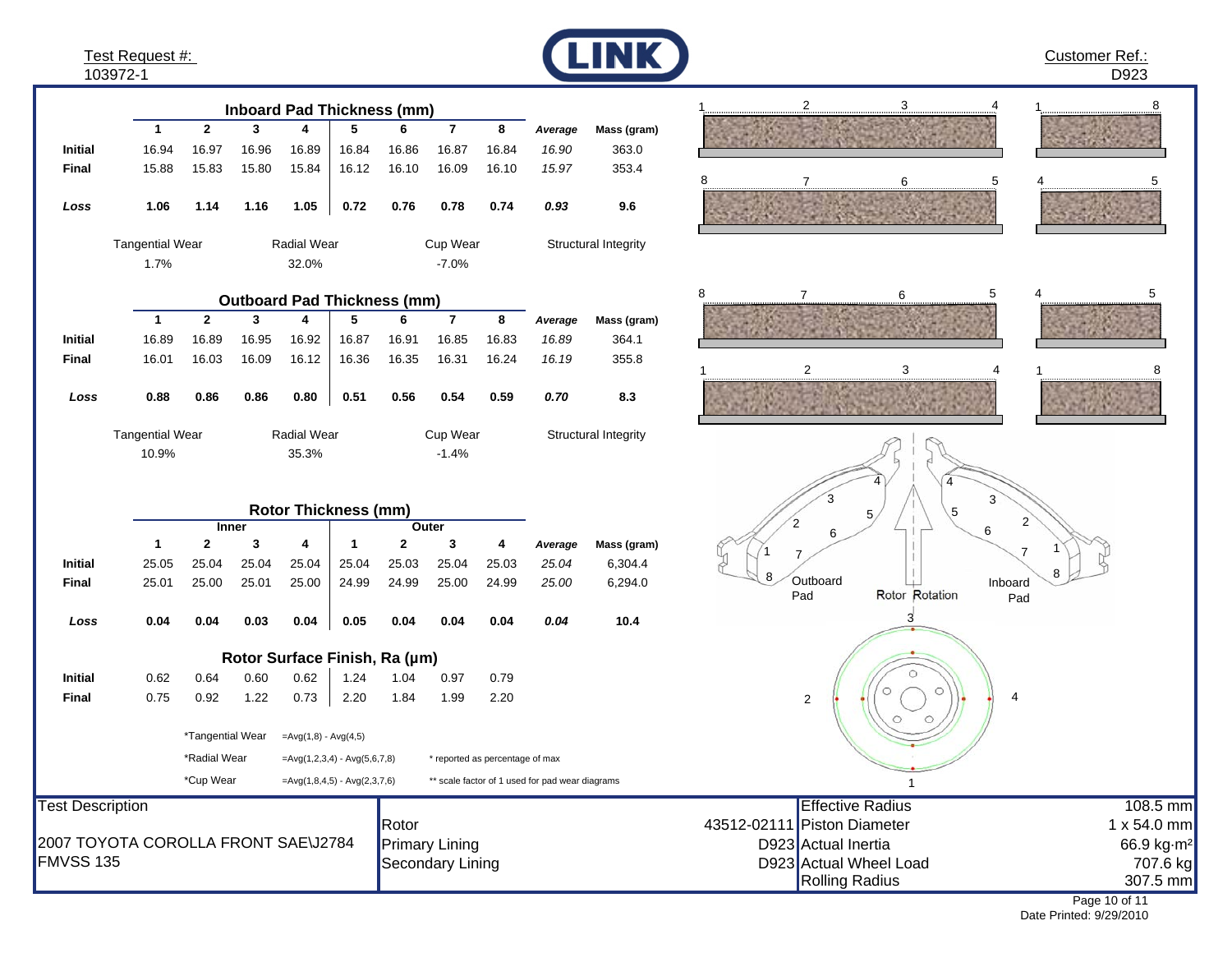Test Request #: 103972-1

LINK

Customer Ref.: D923

## Inboard Pad Thickness (mm)

| | 1 | 2 | 3 | 4 | 5 | 6 | 7 | 8 | *Average* | Mass (gram) |
|---|---|---|---|---|---|---|---|---|---|---|
| **Initial** | 16.94 | 16.97 | 16.96 | 16.89 | 16.84 | 16.86 | 16.87 | 16.84 | *16.90* | 363.0 |
| **Final** | 15.88 | 15.83 | 15.80 | 15.84 | 16.12 | 16.10 | 16.09 | 16.10 | *15.97* | 353.4 |
| ***Loss*** | **1.06** | **1.14** | **1.16** | **1.05** | **0.72** | **0.76** | **0.78** | **0.74** | ***0.93*** | **9.6** |

| Tangential Wear | Radial Wear | Cup Wear | Structural Integrity |
|---|---|---|---|
| 1.7% | 32.0% | -7.0% | |

## Outboard Pad Thickness (mm)

| | 1 | 2 | 3 | 4 | 5 | 6 | 7 | 8 | *Average* | Mass (gram) |
|---|---|---|---|---|---|---|---|---|---|---|
| **Initial** | 16.89 | 16.89 | 16.95 | 16.92 | 16.87 | 16.91 | 16.85 | 16.83 | *16.89* | 364.1 |
| **Final** | 16.01 | 16.03 | 16.09 | 16.12 | 16.36 | 16.35 | 16.31 | 16.24 | *16.19* | 355.8 |
| ***Loss*** | **0.88** | **0.86** | **0.86** | **0.80** | **0.51** | **0.56** | **0.54** | **0.59** | ***0.70*** | **8.3** |

| Tangential Wear | Radial Wear | Cup Wear | Structural Integrity |
|---|---|---|---|
| 10.9% | 35.3% | -1.4% | |

## Rotor Thickness (mm)

| | Inner | | | | Outer | | | | | |
|---|---|---|---|---|---|---|---|---|---|---|
| | 1 | 2 | 3 | 4 | 1 | 2 | 3 | 4 | *Average* | Mass (gram) |
| **Initial** | 25.05 | 25.04 | 25.04 | 25.04 | 25.04 | 25.03 | 25.04 | 25.03 | *25.04* | 6,304.4 |
| **Final** | 25.01 | 25.00 | 25.01 | 25.00 | 24.99 | 24.99 | 25.00 | 24.99 | *25.00* | 6,294.0 |
| ***Loss*** | **0.04** | **0.04** | **0.03** | **0.04** | **0.05** | **0.04** | **0.04** | **0.04** | ***0.04*** | **10.4** |

## Rotor Surface Finish, Ra (μm)

| | 1 | 2 | 3 | 4 | 1 | 2 | 3 | 4 |
|---|---|---|---|---|---|---|---|---|
| **Initial** | 0.62 | 0.64 | 0.60 | 0.62 | 1.24 | 1.04 | 0.97 | 0.79 |
| **Final** | 0.75 | 0.92 | 1.22 | 0.73 | 2.20 | 1.84 | 1.99 | 2.20 |

*Tangential Wear =Avg(1,8) - Avg(4,5)

*Radial Wear =Avg(1,2,3,4) - Avg(5,6,7,8) * reported as percentage of max

*Cup Wear =Avg(1,8,4,5) - Avg(2,3,7,6) ** scale factor of 1 used for pad wear diagrams

Outboard Pad — Rotor Rotation — Inboard Pad

| Test Description | | | | |
|---|---|---|---|---|
| 2007 TOYOTA COROLLA FRONT SAE\J2784 FMVSS 135 | Rotor | 43512-02111 | Effective Radius | 108.5 mm |
| | Primary Lining | D923 | Piston Diameter | 1 x 54.0 mm |
| | Secondary Lining | D923 | Actual Inertia | 66.9 kg·m² |
| | | | Actual Wheel Load | 707.6 kg |
| | | | Rolling Radius | 307.5 mm |

Date Printed: 9/29/2010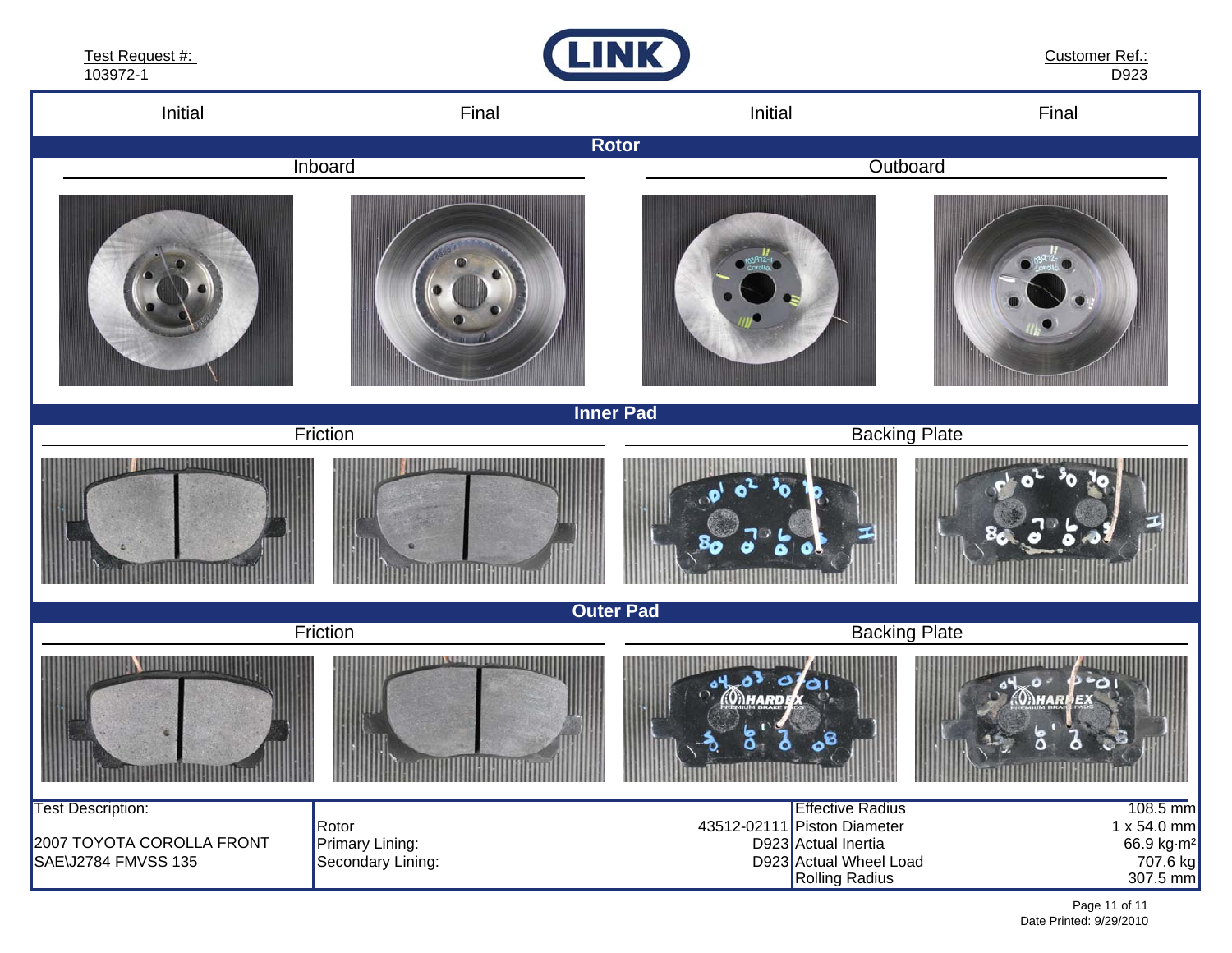Test Request #:
103972-1

Customer Ref.:
D923

| Initial | Final | Initial | Final |
|---|---|---|---|

## Rotor

| Inboard | | Outboard | |
|---|---|---|---|

## Inner Pad

| Friction | | Backing Plate | |
|---|---|---|---|

## Outer Pad

| Friction | | Backing Plate | |
|---|---|---|---|

| Test Description: | | | | |
|---|---|---|---|---|
| | Rotor | 43512-02111 | Effective Radius | 108.5 mm |
| 2007 TOYOTA COROLLA FRONT | Primary Lining: | D923 | Piston Diameter | 1 x 54.0 mm |
| SAE\J2784 FMVSS 135 | Secondary Lining: | D923 | Actual Inertia | 66.9 kg·m² |
| | | | Actual Wheel Load | 707.6 kg |
| | | | Rolling Radius | 307.5 mm |

Date Printed: 9/29/2010